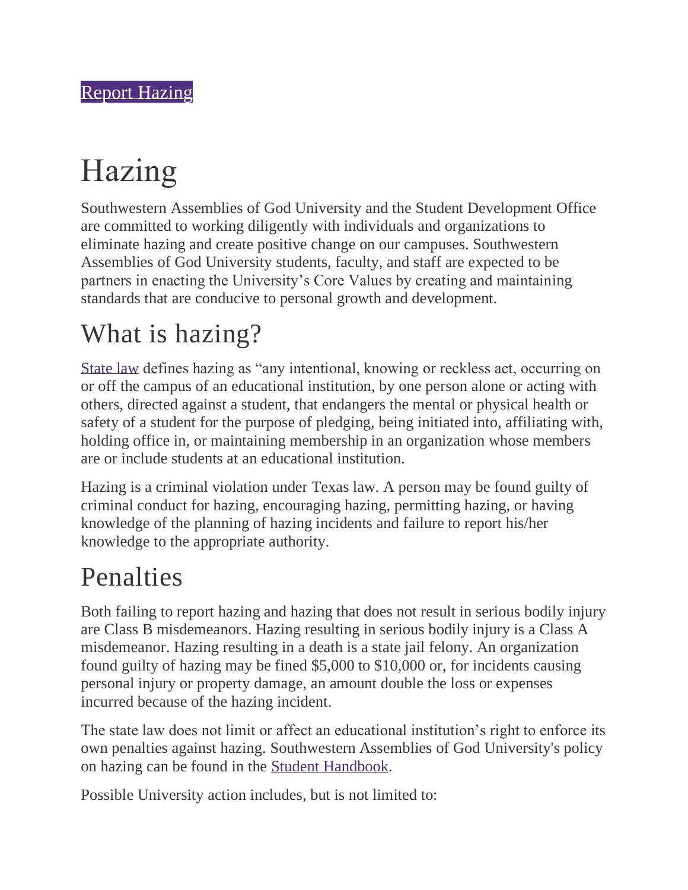[Report Hazing]

# Hazing

Southwestern Assemblies of God University and the Student Development Office are committed to working diligently with individuals and organizations to eliminate hazing and create positive change on our campuses. Southwestern Assemblies of God University students, faculty, and staff are expected to be partners in enacting the University's Core Values by creating and maintaining standards that are conducive to personal growth and development.

## What is hazing?

State law defines hazing as "any intentional, knowing or reckless act, occurring on or off the campus of an educational institution, by one person alone or acting with others, directed against a student, that endangers the mental or physical health or safety of a student for the purpose of pledging, being initiated into, affiliating with, holding office in, or maintaining membership in an organization whose members are or include students at an educational institution.

Hazing is a criminal violation under Texas law. A person may be found guilty of criminal conduct for hazing, encouraging hazing, permitting hazing, or having knowledge of the planning of hazing incidents and failure to report his/her knowledge to the appropriate authority.

## Penalties

Both failing to report hazing and hazing that does not result in serious bodily injury are Class B misdemeanors. Hazing resulting in serious bodily injury is a Class A misdemeanor. Hazing resulting in a death is a state jail felony. An organization found guilty of hazing may be fined $5,000 to $10,000 or, for incidents causing personal injury or property damage, an amount double the loss or expenses incurred because of the hazing incident.

The state law does not limit or affect an educational institution's right to enforce its own penalties against hazing. Southwestern Assemblies of God University's policy on hazing can be found in the Student Handbook.

Possible University action includes, but is not limited to: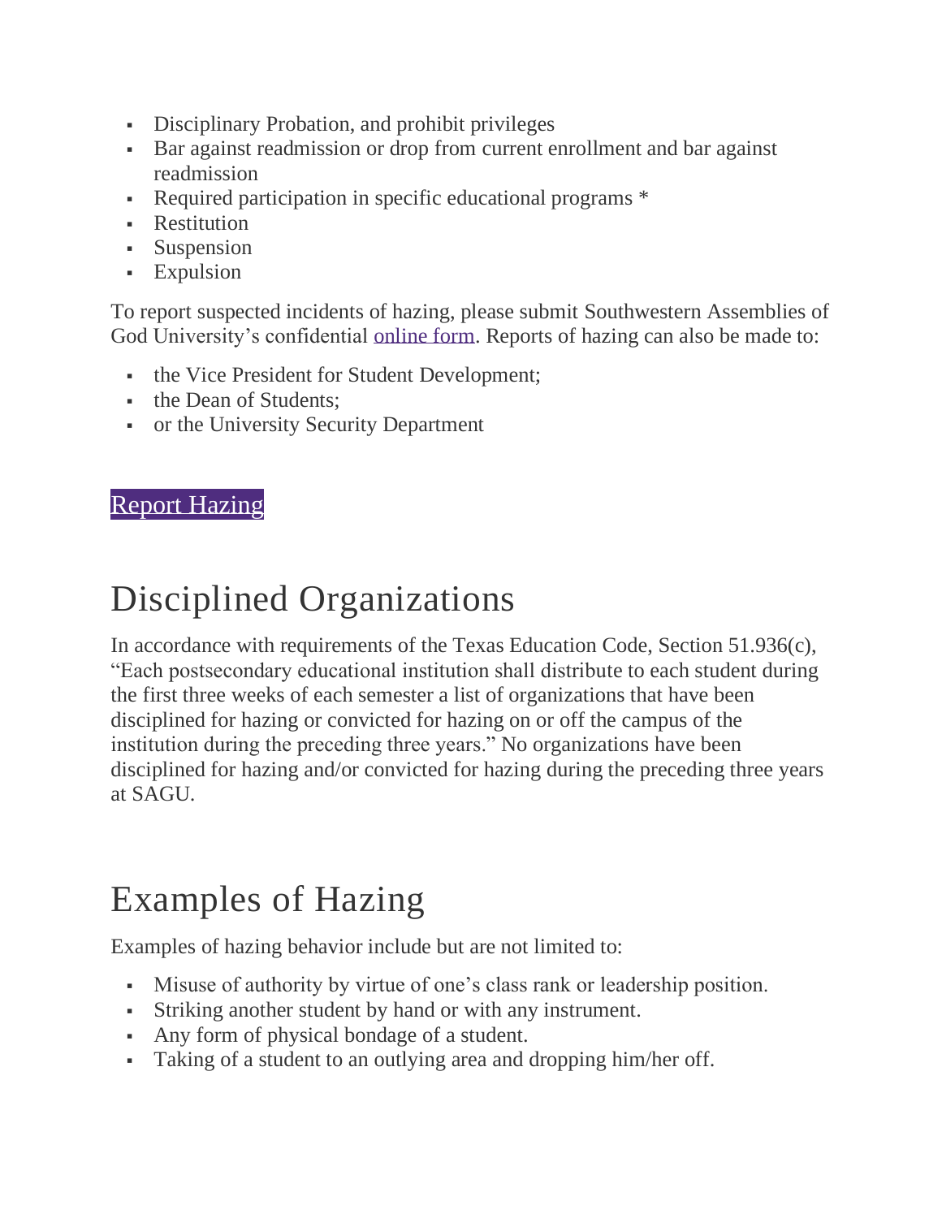- Disciplinary Probation, and prohibit privileges
- Bar against readmission or drop from current enrollment and bar against readmission
- Required participation in specific educational programs *
- Restitution
- Suspension
- Expulsion

To report suspected incidents of hazing, please submit Southwestern Assemblies of God University's confidential online form. Reports of hazing can also be made to:

- the Vice President for Student Development;
- the Dean of Students;
- or the University Security Department

Report Hazing

# Disciplined Organizations

In accordance with requirements of the Texas Education Code, Section 51.936(c), "Each postsecondary educational institution shall distribute to each student during the first three weeks of each semester a list of organizations that have been disciplined for hazing or convicted for hazing on or off the campus of the institution during the preceding three years." No organizations have been disciplined for hazing and/or convicted for hazing during the preceding three years at SAGU.

# Examples of Hazing

Examples of hazing behavior include but are not limited to:

- Misuse of authority by virtue of one's class rank or leadership position.
- Striking another student by hand or with any instrument.
- Any form of physical bondage of a student.
- Taking of a student to an outlying area and dropping him/her off.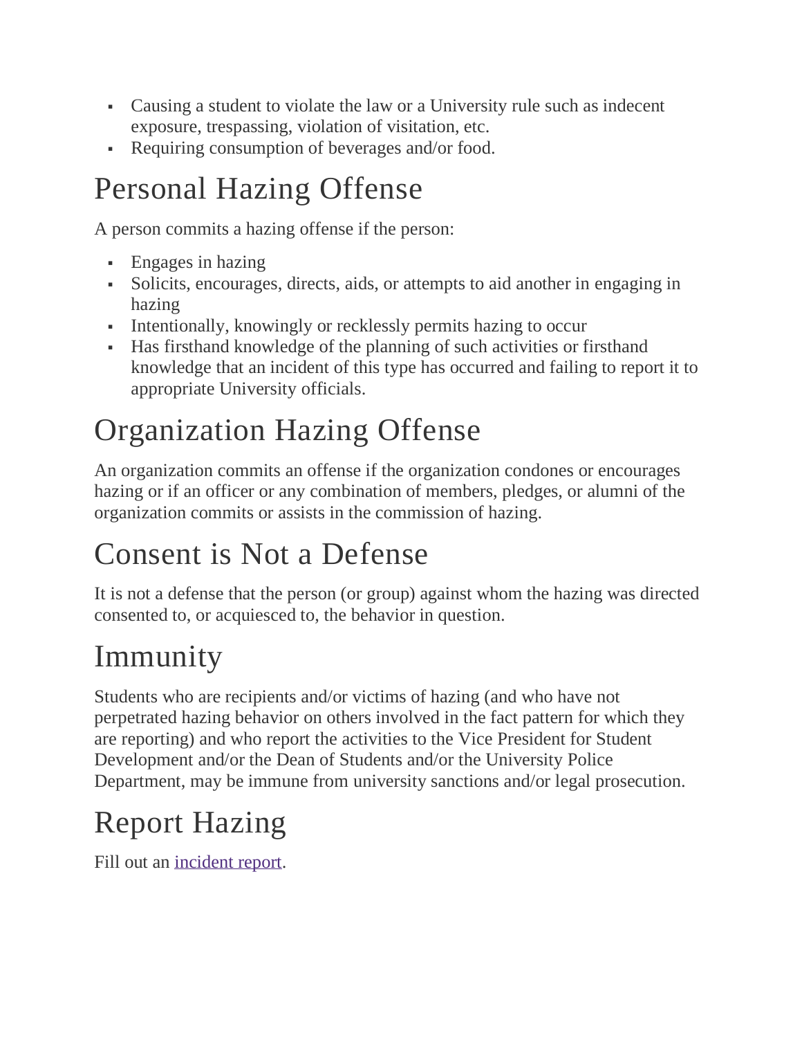- Causing a student to violate the law or a University rule such as indecent exposure, trespassing, violation of visitation, etc.
- Requiring consumption of beverages and/or food.

# Personal Hazing Offense

A person commits a hazing offense if the person:

- Engages in hazing
- Solicits, encourages, directs, aids, or attempts to aid another in engaging in hazing
- Intentionally, knowingly or recklessly permits hazing to occur
- Has firsthand knowledge of the planning of such activities or firsthand knowledge that an incident of this type has occurred and failing to report it to appropriate University officials.

# Organization Hazing Offense

An organization commits an offense if the organization condones or encourages hazing or if an officer or any combination of members, pledges, or alumni of the organization commits or assists in the commission of hazing.

# Consent is Not a Defense

It is not a defense that the person (or group) against whom the hazing was directed consented to, or acquiesced to, the behavior in question.

# Immunity

Students who are recipients and/or victims of hazing (and who have not perpetrated hazing behavior on others involved in the fact pattern for which they are reporting) and who report the activities to the Vice President for Student Development and/or the Dean of Students and/or the University Police Department, may be immune from university sanctions and/or legal prosecution.

# Report Hazing

Fill out an incident report.